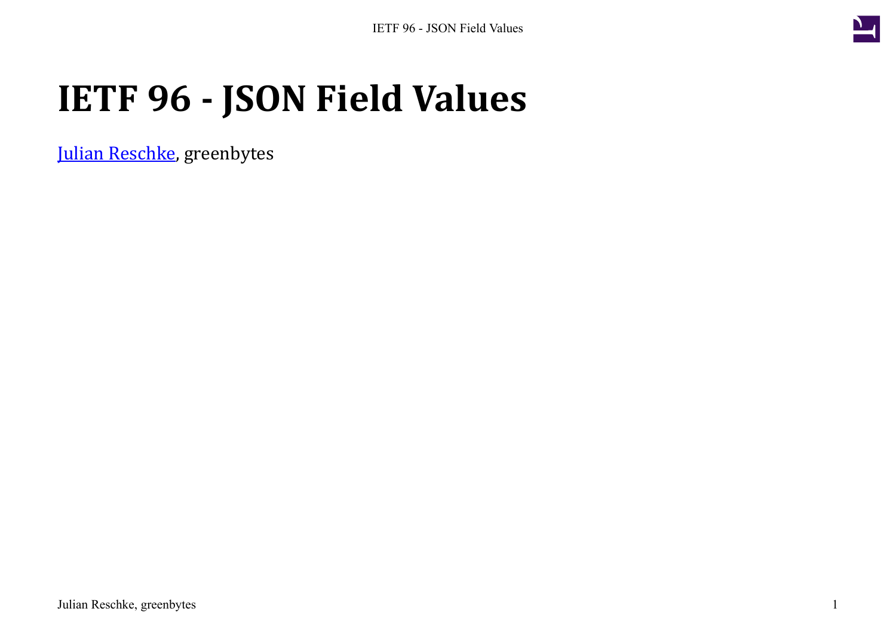# IETF 96 - JSON Field Values

[Julian Reschke](), greenbytes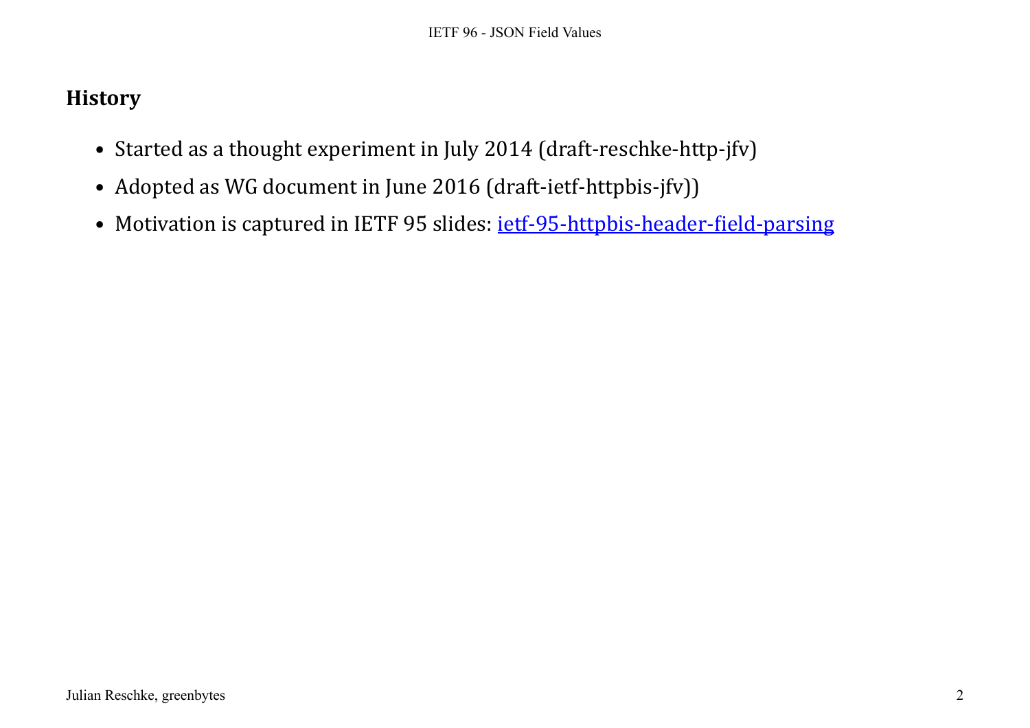## History

- Started as a thought experiment in July 2014 (draft-reschke-http-jfv)
- Adopted as WG document in June 2016 (draft-ietf-httpbis-jfv))
- Motivation is captured in IETF 95 slides: ietf-95-httpbis-header-field-parsing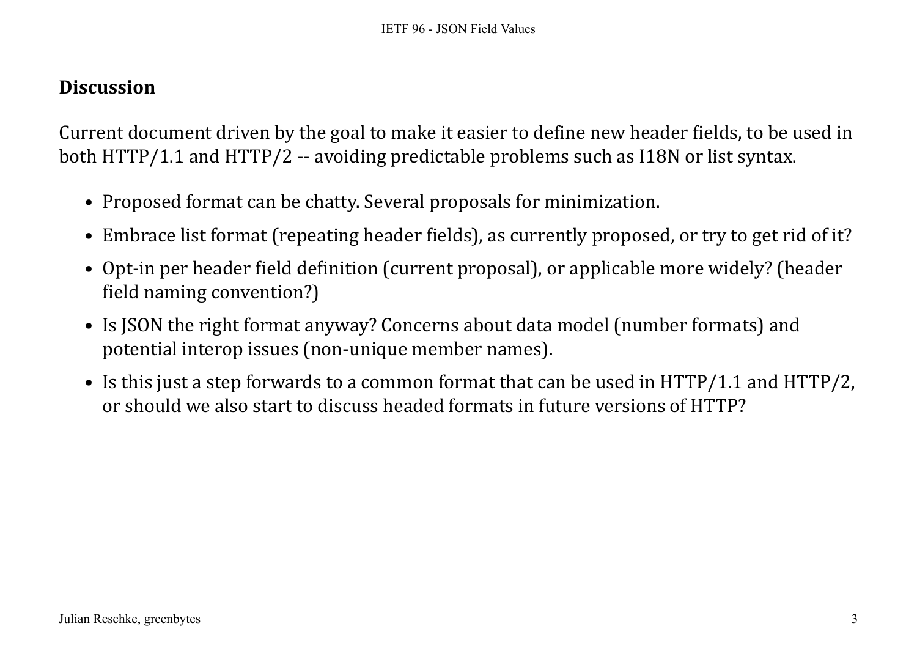## Discussion

Current document driven by the goal to make it easier to define new header fields, to be used in both HTTP/1.1 and HTTP/2 -- avoiding predictable problems such as I18N or list syntax.

- Proposed format can be chatty. Several proposals for minimization.
- Embrace list format (repeating header fields), as currently proposed, or try to get rid of it?
- Opt-in per header field definition (current proposal), or applicable more widely? (header field naming convention?)
- Is JSON the right format anyway? Concerns about data model (number formats) and potential interop issues (non-unique member names).
- Is this just a step forwards to a common format that can be used in HTTP/1.1 and HTTP/2, or should we also start to discuss headed formats in future versions of HTTP?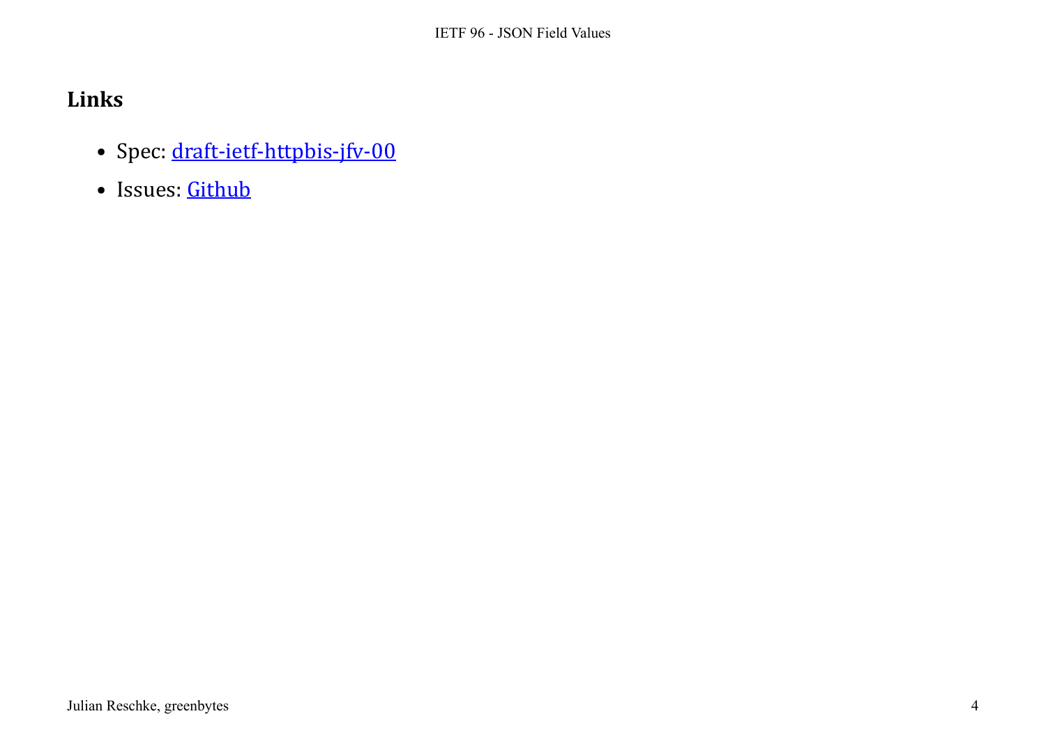## Links

- Spec: draft-ietf-httpbis-jfv-00
- Issues: Github